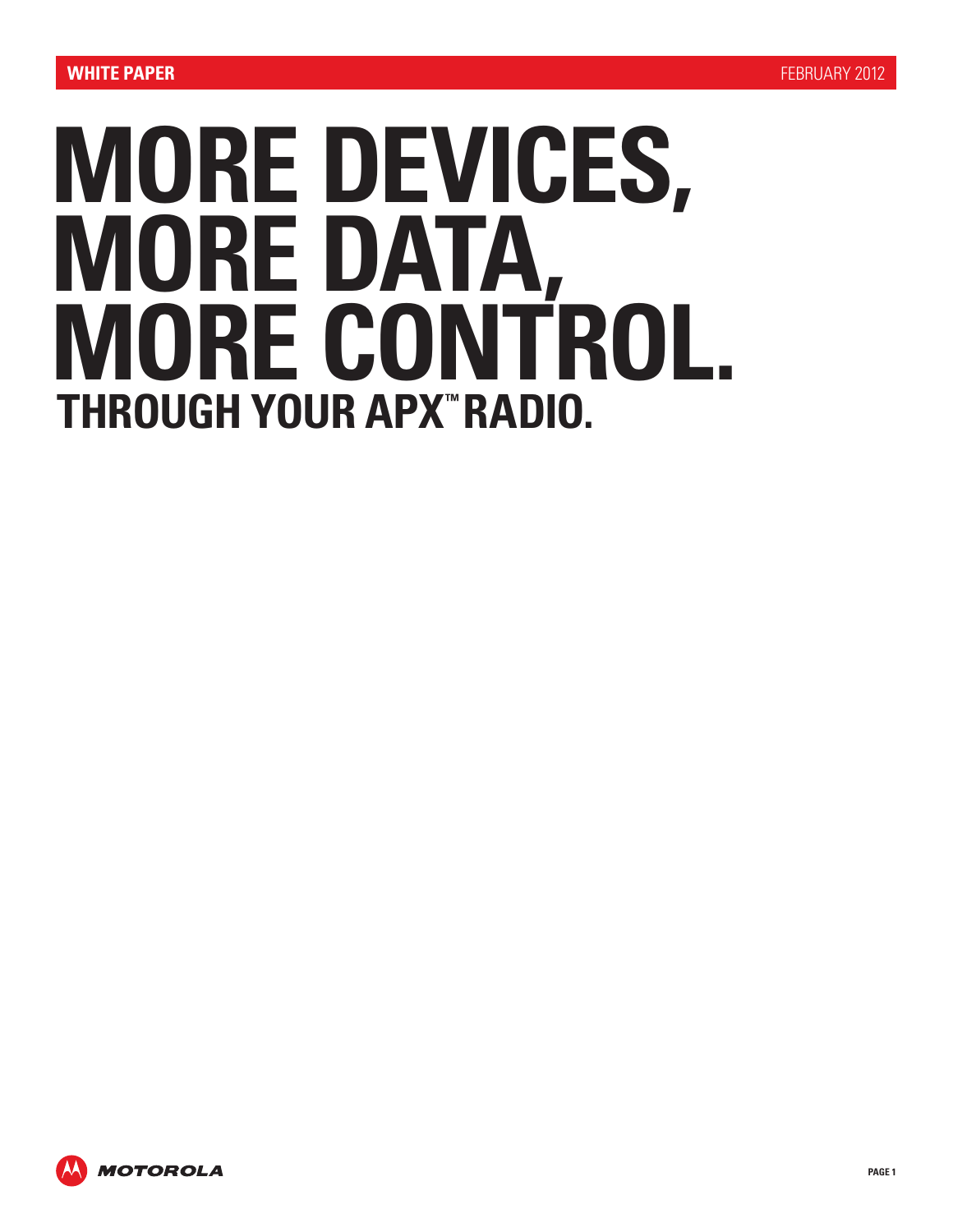WHITE PAPER

FEBRUARY 2012

# MORE DEVICES, MORE DATA, MORE CONTROL.

## THROUGH YOUR APX™ RADIO.

MOTOROLA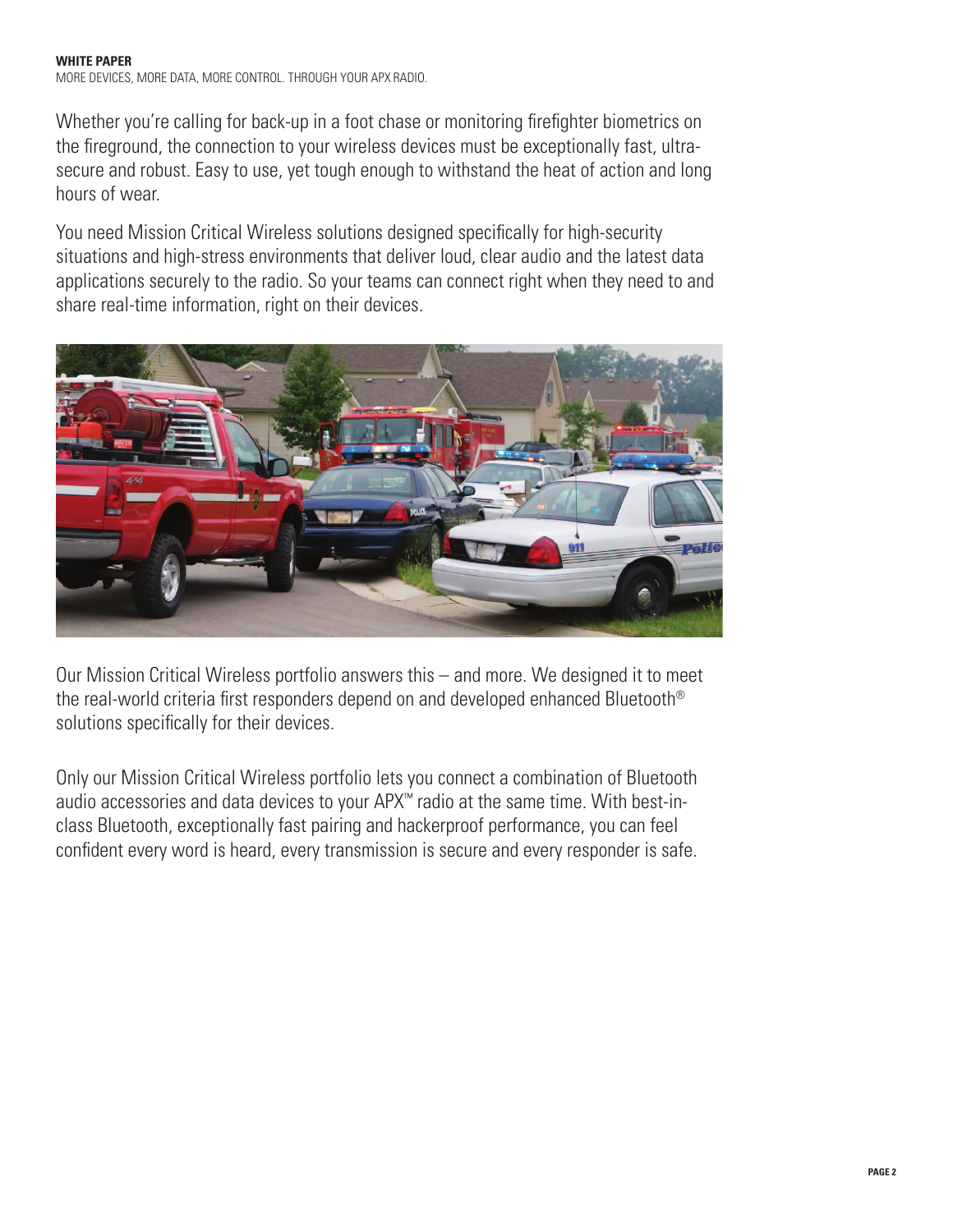Whether you're calling for back-up in a foot chase or monitoring firefighter biometrics on the fireground, the connection to your wireless devices must be exceptionally fast, ultra-secure and robust. Easy to use, yet tough enough to withstand the heat of action and long hours of wear.

You need Mission Critical Wireless solutions designed specifically for high-security situations and high-stress environments that deliver loud, clear audio and the latest data applications securely to the radio. So your teams can connect right when they need to and share real-time information, right on their devices.

Our Mission Critical Wireless portfolio answers this – and more. We designed it to meet the real-world criteria first responders depend on and developed enhanced Bluetooth® solutions specifically for their devices.

Only our Mission Critical Wireless portfolio lets you connect a combination of Bluetooth audio accessories and data devices to your APX™ radio at the same time. With best-in-class Bluetooth, exceptionally fast pairing and hackerproof performance, you can feel confident every word is heard, every transmission is secure and every responder is safe.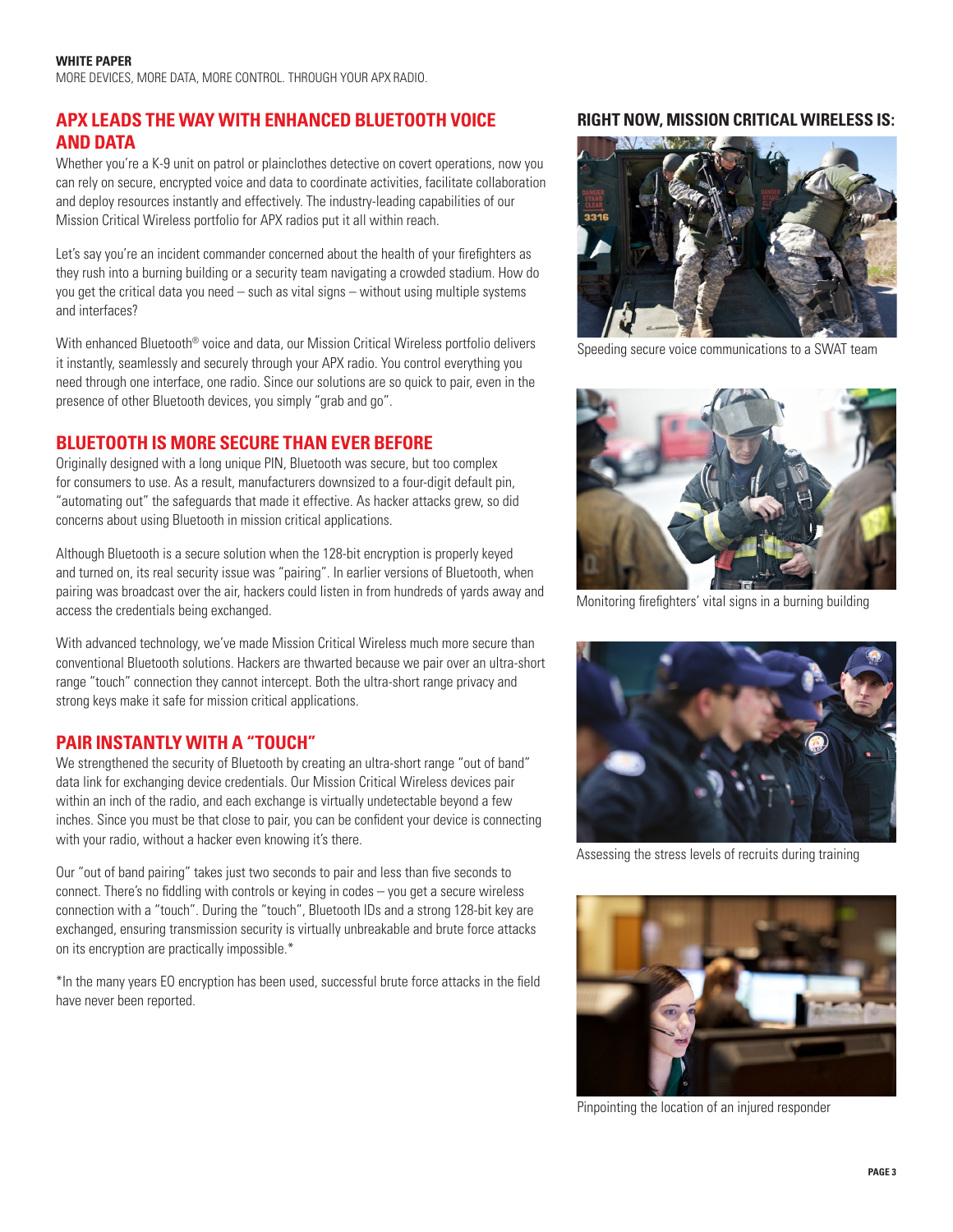## APX LEADS THE WAY WITH ENHANCED BLUETOOTH VOICE AND DATA

Whether you're a K-9 unit on patrol or plainclothes detective on covert operations, now you can rely on secure, encrypted voice and data to coordinate activities, facilitate collaboration and deploy resources instantly and effectively. The industry-leading capabilities of our Mission Critical Wireless portfolio for APX radios put it all within reach.

Let's say you're an incident commander concerned about the health of your firefighters as they rush into a burning building or a security team navigating a crowded stadium. How do you get the critical data you need – such as vital signs – without using multiple systems and interfaces?

With enhanced Bluetooth® voice and data, our Mission Critical Wireless portfolio delivers it instantly, seamlessly and securely through your APX radio. You control everything you need through one interface, one radio. Since our solutions are so quick to pair, even in the presence of other Bluetooth devices, you simply "grab and go".

## BLUETOOTH IS MORE SECURE THAN EVER BEFORE

Originally designed with a long unique PIN, Bluetooth was secure, but too complex for consumers to use. As a result, manufacturers downsized to a four-digit default pin, "automating out" the safeguards that made it effective. As hacker attacks grew, so did concerns about using Bluetooth in mission critical applications.

Although Bluetooth is a secure solution when the 128-bit encryption is properly keyed and turned on, its real security issue was "pairing". In earlier versions of Bluetooth, when pairing was broadcast over the air, hackers could listen in from hundreds of yards away and access the credentials being exchanged.

With advanced technology, we've made Mission Critical Wireless much more secure than conventional Bluetooth solutions. Hackers are thwarted because we pair over an ultra-short range "touch" connection they cannot intercept. Both the ultra-short range privacy and strong keys make it safe for mission critical applications.

## PAIR INSTANTLY WITH A "TOUCH"

We strengthened the security of Bluetooth by creating an ultra-short range "out of band" data link for exchanging device credentials. Our Mission Critical Wireless devices pair within an inch of the radio, and each exchange is virtually undetectable beyond a few inches. Since you must be that close to pair, you can be confident your device is connecting with your radio, without a hacker even knowing it's there.

Our "out of band pairing" takes just two seconds to pair and less than five seconds to connect. There's no fiddling with controls or keying in codes – you get a secure wireless connection with a "touch". During the "touch", Bluetooth IDs and a strong 128-bit key are exchanged, ensuring transmission security is virtually unbreakable and brute force attacks on its encryption are practically impossible.*

*In the many years E0 encryption has been used, successful brute force attacks in the field have never been reported.

## RIGHT NOW, MISSION CRITICAL WIRELESS IS:

Speeding secure voice communications to a SWAT team

Monitoring firefighters' vital signs in a burning building

Assessing the stress levels of recruits during training

Pinpointing the location of an injured responder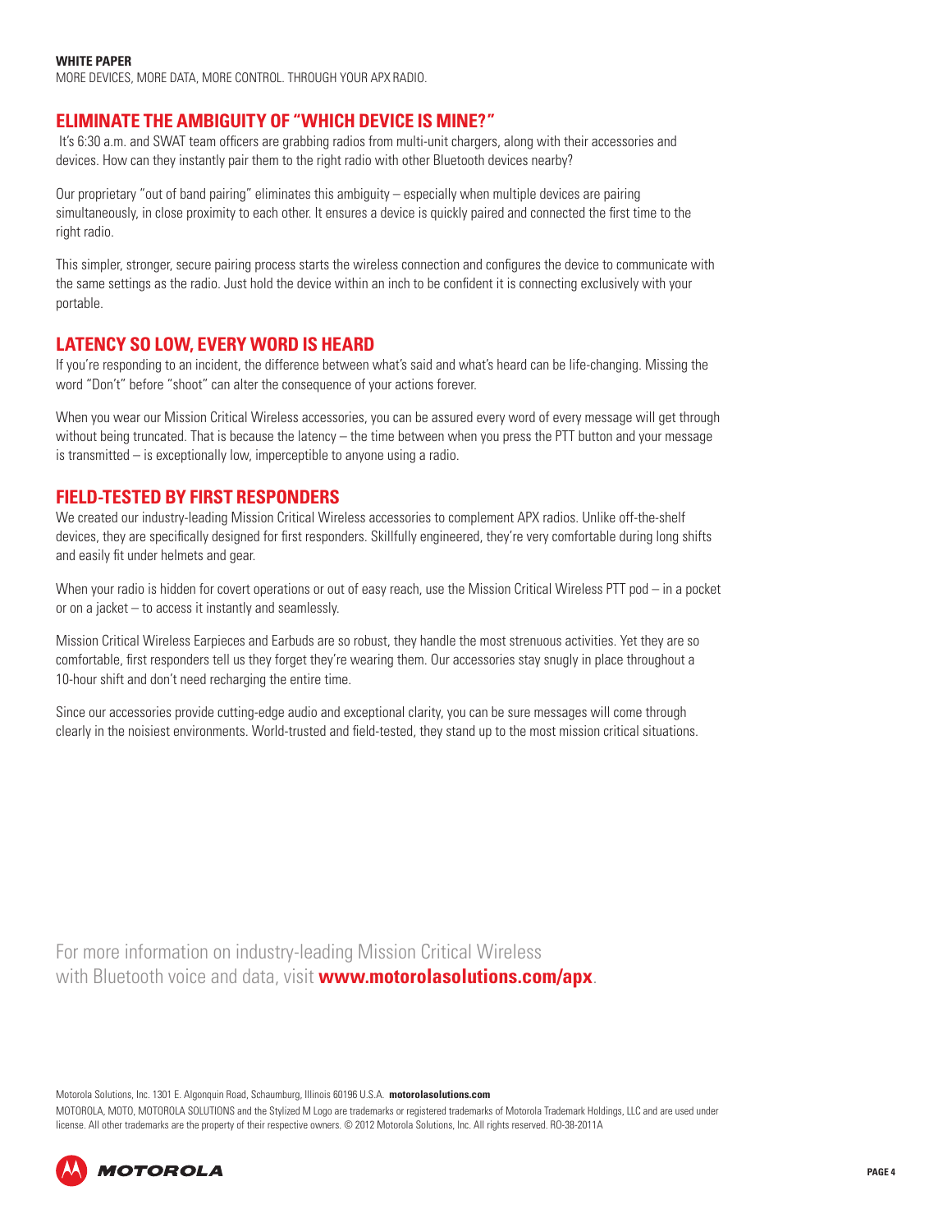## ELIMINATE THE AMBIGUITY OF "WHICH DEVICE IS MINE?"

It's 6:30 a.m. and SWAT team officers are grabbing radios from multi-unit chargers, along with their accessories and devices. How can they instantly pair them to the right radio with other Bluetooth devices nearby?

Our proprietary "out of band pairing" eliminates this ambiguity – especially when multiple devices are pairing simultaneously, in close proximity to each other. It ensures a device is quickly paired and connected the first time to the right radio.

This simpler, stronger, secure pairing process starts the wireless connection and configures the device to communicate with the same settings as the radio. Just hold the device within an inch to be confident it is connecting exclusively with your portable.

## LATENCY SO LOW, EVERY WORD IS HEARD

If you're responding to an incident, the difference between what's said and what's heard can be life-changing. Missing the word "Don't" before "shoot" can alter the consequence of your actions forever.

When you wear our Mission Critical Wireless accessories, you can be assured every word of every message will get through without being truncated. That is because the latency – the time between when you press the PTT button and your message is transmitted – is exceptionally low, imperceptible to anyone using a radio.

## FIELD-TESTED BY FIRST RESPONDERS

We created our industry-leading Mission Critical Wireless accessories to complement APX radios. Unlike off-the-shelf devices, they are specifically designed for first responders. Skillfully engineered, they're very comfortable during long shifts and easily fit under helmets and gear.

When your radio is hidden for covert operations or out of easy reach, use the Mission Critical Wireless PTT pod – in a pocket or on a jacket – to access it instantly and seamlessly.

Mission Critical Wireless Earpieces and Earbuds are so robust, they handle the most strenuous activities. Yet they are so comfortable, first responders tell us they forget they're wearing them. Our accessories stay snugly in place throughout a 10-hour shift and don't need recharging the entire time.

Since our accessories provide cutting-edge audio and exceptional clarity, you can be sure messages will come through clearly in the noisiest environments. World-trusted and field-tested, they stand up to the most mission critical situations.

For more information on industry-leading Mission Critical Wireless with Bluetooth voice and data, visit **www.motorolasolutions.com/apx**.

Motorola Solutions, Inc. 1301 E. Algonquin Road, Schaumburg, Illinois 60196 U.S.A. **motorolasolutions.com**

MOTOROLA, MOTO, MOTOROLA SOLUTIONS and the Stylized M Logo are trademarks or registered trademarks of Motorola Trademark Holdings, LLC and are used under license. All other trademarks are the property of their respective owners. © 2012 Motorola Solutions, Inc. All rights reserved. RO-38-2011A

MOTOROLA